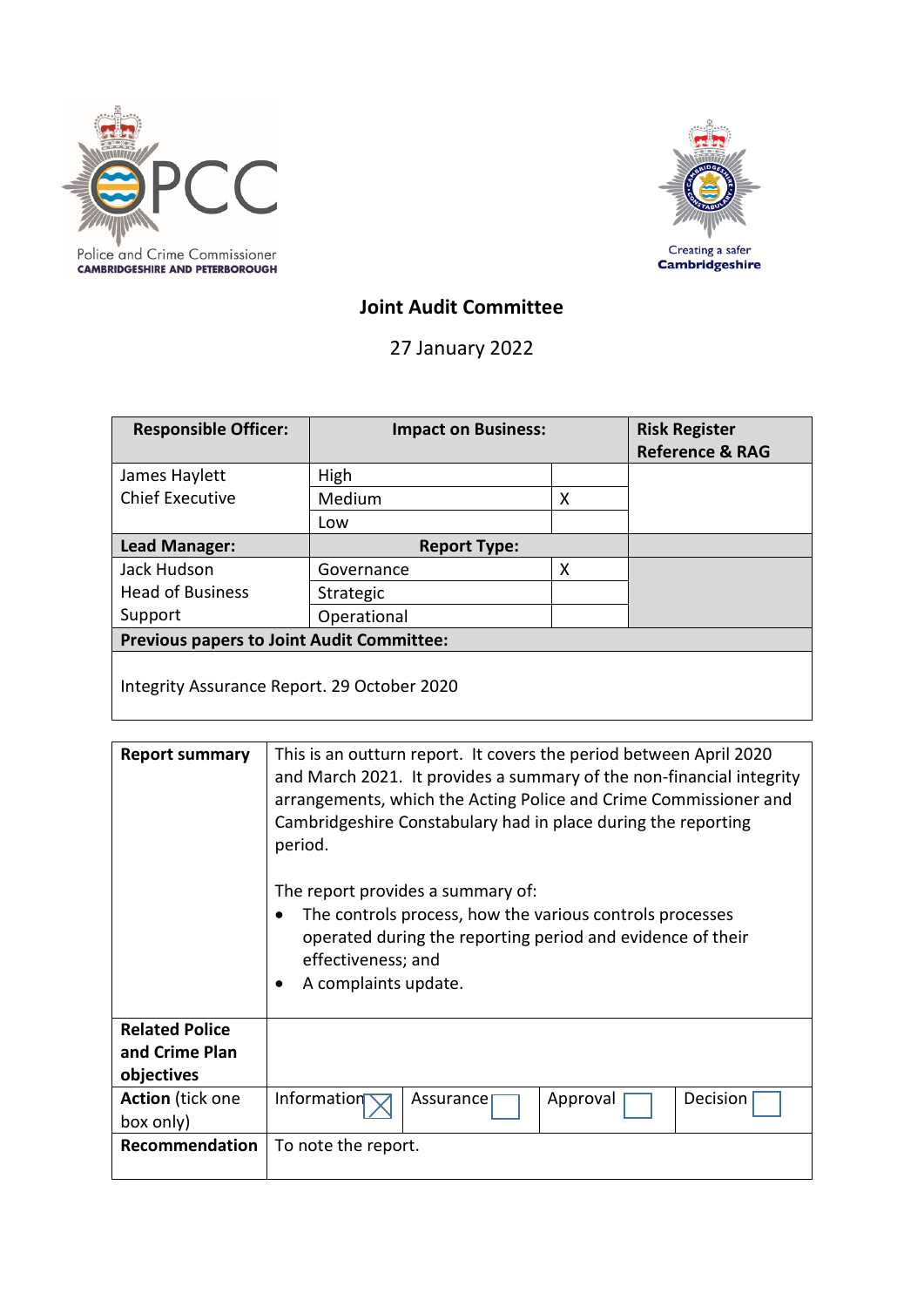Police and Crime Commissioner
CAMBRIDGESHIRE AND PETERBOROUGH

Creating a safer
Cambridgeshire

# Joint Audit Committee

27 January 2022

| Responsible Officer: | Impact on Business: | | Risk Register Reference & RAG |
|---|---|---|---|
| James Haylett<br>Chief Executive | High | | |
| | Medium | X | |
| | Low | | |
| **Lead Manager:** | **Report Type:** | | |
| Jack Hudson<br>Head of Business Support | Governance | X | |
| | Strategic | | |
| | Operational | | |
| **Previous papers to Joint Audit Committee:** | | | |
| Integrity Assurance Report. 29 October 2020 | | | |

| | |
|---|---|
| **Report summary** | This is an outturn report. It covers the period between April 2020 and March 2021. It provides a summary of the non-financial integrity arrangements, which the Acting Police and Crime Commissioner and Cambridgeshire Constabulary had in place during the reporting period.<br><br>The report provides a summary of:<br>• The controls process, how the various controls processes operated during the reporting period and evidence of their effectiveness; and<br>• A complaints update. |
| **Related Police and Crime Plan objectives** | |
| **Action** (tick one box only) | Information ☒ Assurance ☐ Approval ☐ Decision ☐ |
| **Recommendation** | To note the report. |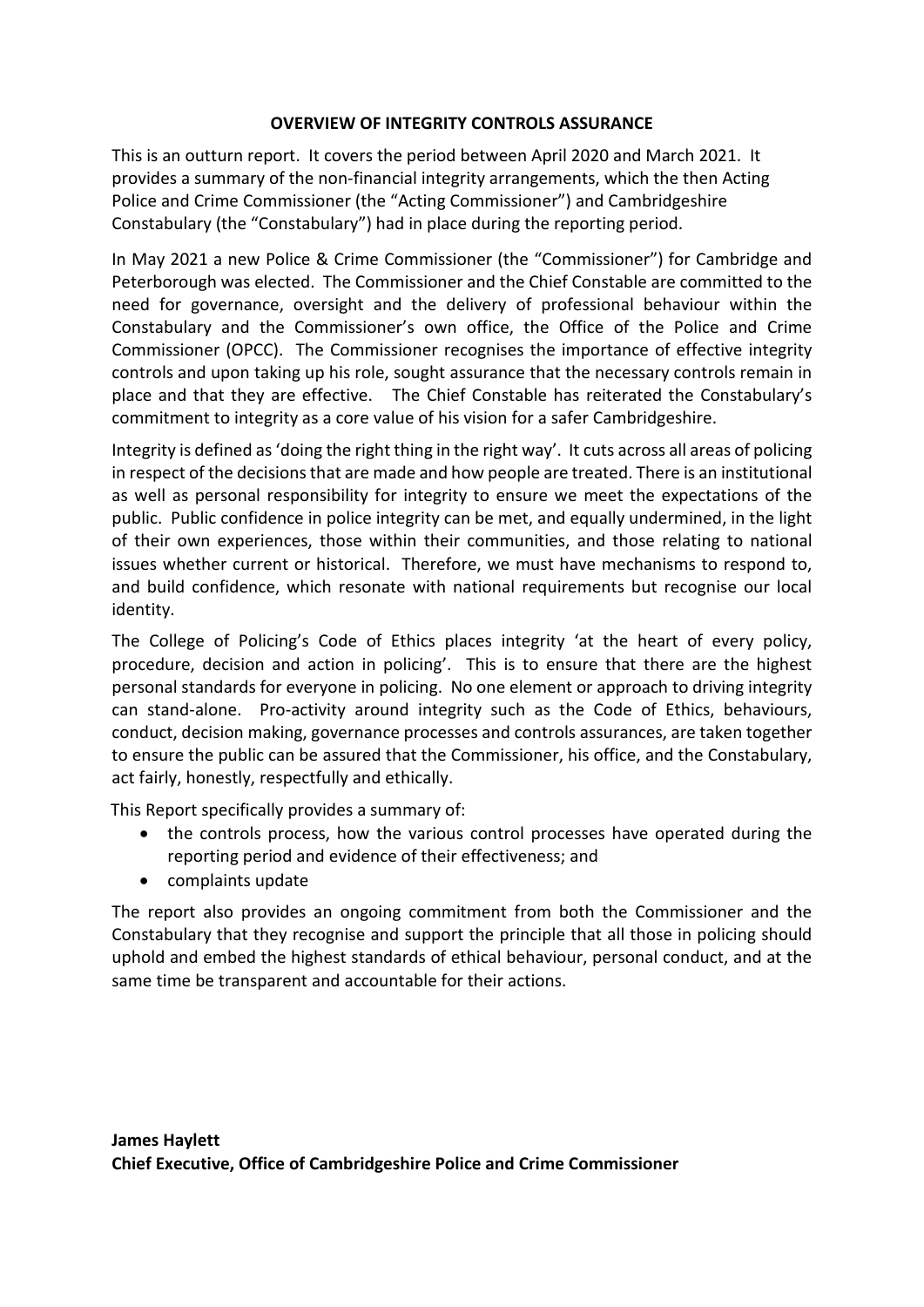## OVERVIEW OF INTEGRITY CONTROLS ASSURANCE

This is an outturn report. It covers the period between April 2020 and March 2021. It provides a summary of the non-financial integrity arrangements, which the then Acting Police and Crime Commissioner (the "Acting Commissioner") and Cambridgeshire Constabulary (the "Constabulary") had in place during the reporting period.

In May 2021 a new Police & Crime Commissioner (the "Commissioner") for Cambridge and Peterborough was elected. The Commissioner and the Chief Constable are committed to the need for governance, oversight and the delivery of professional behaviour within the Constabulary and the Commissioner's own office, the Office of the Police and Crime Commissioner (OPCC). The Commissioner recognises the importance of effective integrity controls and upon taking up his role, sought assurance that the necessary controls remain in place and that they are effective. The Chief Constable has reiterated the Constabulary's commitment to integrity as a core value of his vision for a safer Cambridgeshire.

Integrity is defined as 'doing the right thing in the right way'. It cuts across all areas of policing in respect of the decisions that are made and how people are treated. There is an institutional as well as personal responsibility for integrity to ensure we meet the expectations of the public. Public confidence in police integrity can be met, and equally undermined, in the light of their own experiences, those within their communities, and those relating to national issues whether current or historical. Therefore, we must have mechanisms to respond to, and build confidence, which resonate with national requirements but recognise our local identity.

The College of Policing's Code of Ethics places integrity 'at the heart of every policy, procedure, decision and action in policing'. This is to ensure that there are the highest personal standards for everyone in policing. No one element or approach to driving integrity can stand-alone. Pro-activity around integrity such as the Code of Ethics, behaviours, conduct, decision making, governance processes and controls assurances, are taken together to ensure the public can be assured that the Commissioner, his office, and the Constabulary, act fairly, honestly, respectfully and ethically.

This Report specifically provides a summary of:

- the controls process, how the various control processes have operated during the reporting period and evidence of their effectiveness; and
- complaints update

The report also provides an ongoing commitment from both the Commissioner and the Constabulary that they recognise and support the principle that all those in policing should uphold and embed the highest standards of ethical behaviour, personal conduct, and at the same time be transparent and accountable for their actions.

**James Haylett**
**Chief Executive, Office of Cambridgeshire Police and Crime Commissioner**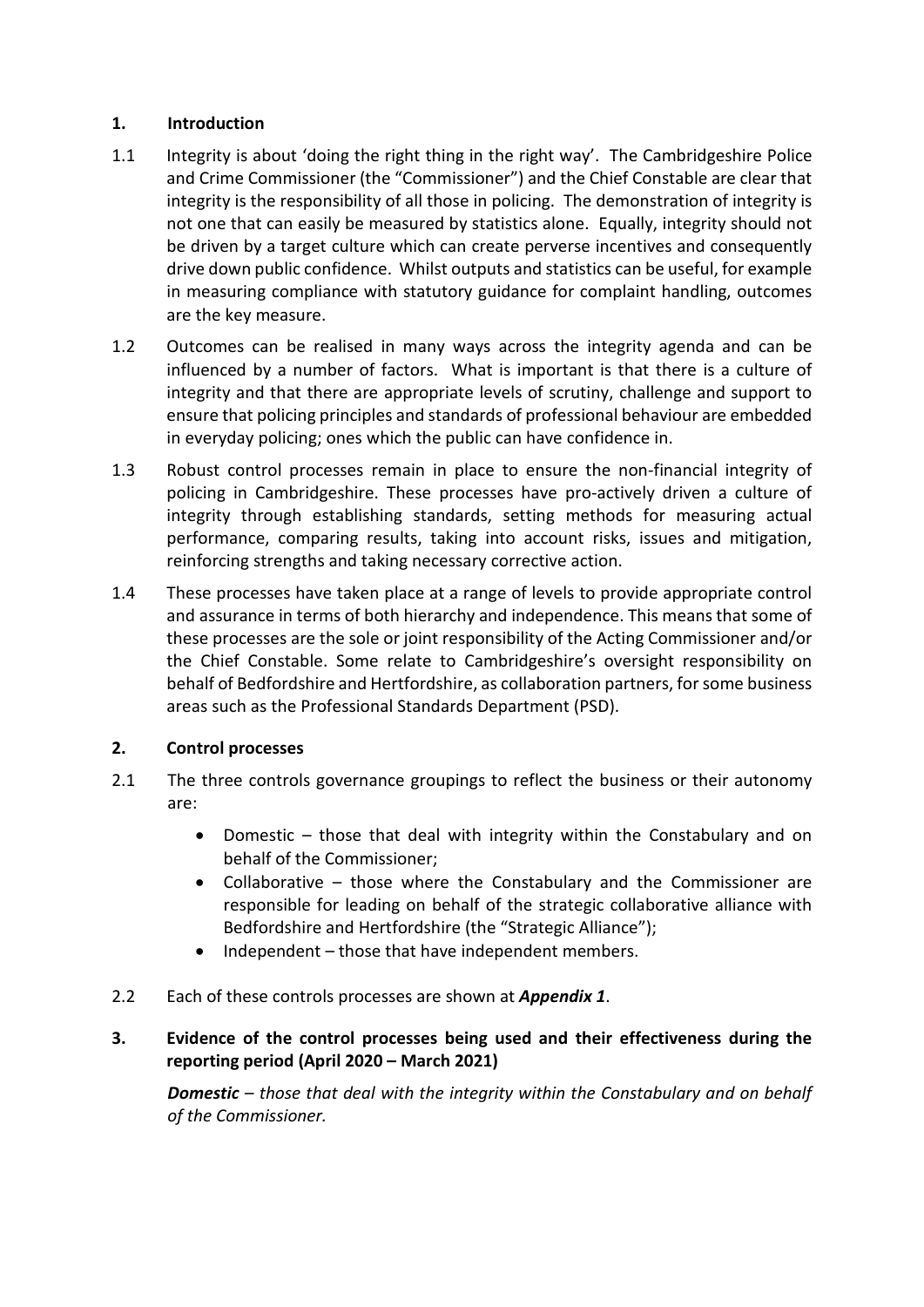## 1. Introduction

1.1 Integrity is about 'doing the right thing in the right way'. The Cambridgeshire Police and Crime Commissioner (the "Commissioner") and the Chief Constable are clear that integrity is the responsibility of all those in policing. The demonstration of integrity is not one that can easily be measured by statistics alone. Equally, integrity should not be driven by a target culture which can create perverse incentives and consequently drive down public confidence. Whilst outputs and statistics can be useful, for example in measuring compliance with statutory guidance for complaint handling, outcomes are the key measure.

1.2 Outcomes can be realised in many ways across the integrity agenda and can be influenced by a number of factors. What is important is that there is a culture of integrity and that there are appropriate levels of scrutiny, challenge and support to ensure that policing principles and standards of professional behaviour are embedded in everyday policing; ones which the public can have confidence in.

1.3 Robust control processes remain in place to ensure the non-financial integrity of policing in Cambridgeshire. These processes have pro-actively driven a culture of integrity through establishing standards, setting methods for measuring actual performance, comparing results, taking into account risks, issues and mitigation, reinforcing strengths and taking necessary corrective action.

1.4 These processes have taken place at a range of levels to provide appropriate control and assurance in terms of both hierarchy and independence. This means that some of these processes are the sole or joint responsibility of the Acting Commissioner and/or the Chief Constable. Some relate to Cambridgeshire's oversight responsibility on behalf of Bedfordshire and Hertfordshire, as collaboration partners, for some business areas such as the Professional Standards Department (PSD).

## 2. Control processes

2.1 The three controls governance groupings to reflect the business or their autonomy are:

- Domestic – those that deal with integrity within the Constabulary and on behalf of the Commissioner;
- Collaborative – those where the Constabulary and the Commissioner are responsible for leading on behalf of the strategic collaborative alliance with Bedfordshire and Hertfordshire (the "Strategic Alliance");
- Independent – those that have independent members.

2.2 Each of these controls processes are shown at ***Appendix 1***.

## 3. Evidence of the control processes being used and their effectiveness during the reporting period (April 2020 – March 2021)

***Domestic** – those that deal with the integrity within the Constabulary and on behalf of the Commissioner.*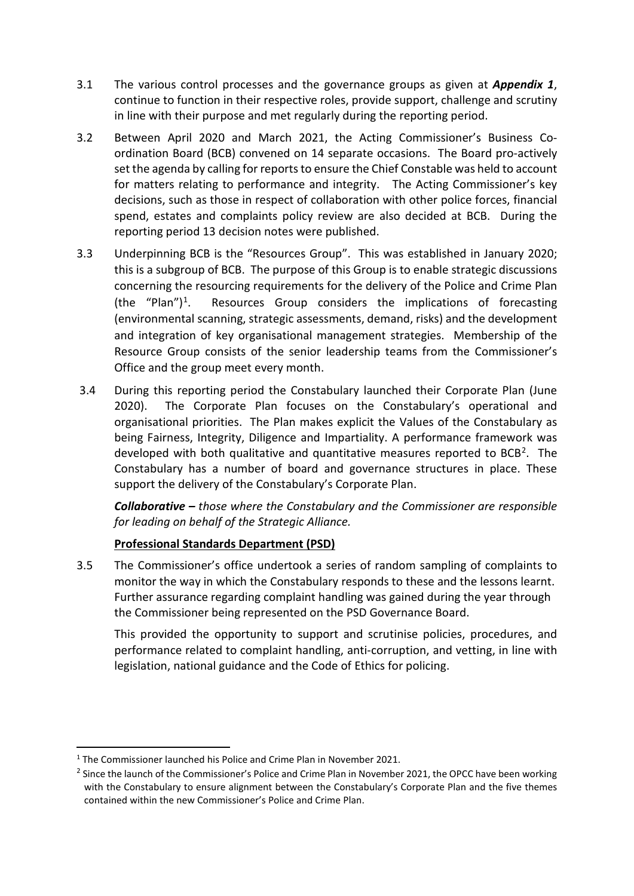3.1 The various control processes and the governance groups as given at ***Appendix 1***, continue to function in their respective roles, provide support, challenge and scrutiny in line with their purpose and met regularly during the reporting period.

3.2 Between April 2020 and March 2021, the Acting Commissioner's Business Co-ordination Board (BCB) convened on 14 separate occasions. The Board pro-actively set the agenda by calling for reports to ensure the Chief Constable was held to account for matters relating to performance and integrity. The Acting Commissioner's key decisions, such as those in respect of collaboration with other police forces, financial spend, estates and complaints policy review are also decided at BCB. During the reporting period 13 decision notes were published.

3.3 Underpinning BCB is the "Resources Group". This was established in January 2020; this is a subgroup of BCB. The purpose of this Group is to enable strategic discussions concerning the resourcing requirements for the delivery of the Police and Crime Plan (the "Plan")[1]. Resources Group considers the implications of forecasting (environmental scanning, strategic assessments, demand, risks) and the development and integration of key organisational management strategies. Membership of the Resource Group consists of the senior leadership teams from the Commissioner's Office and the group meet every month.

3.4 During this reporting period the Constabulary launched their Corporate Plan (June 2020). The Corporate Plan focuses on the Constabulary's operational and organisational priorities. The Plan makes explicit the Values of the Constabulary as being Fairness, Integrity, Diligence and Impartiality. A performance framework was developed with both qualitative and quantitative measures reported to BCB[2]. The Constabulary has a number of board and governance structures in place. These support the delivery of the Constabulary's Corporate Plan.

***Collaborative –*** *those where the Constabulary and the Commissioner are responsible for leading on behalf of the Strategic Alliance.*

**Professional Standards Department (PSD)**

3.5 The Commissioner's office undertook a series of random sampling of complaints to monitor the way in which the Constabulary responds to these and the lessons learnt. Further assurance regarding complaint handling was gained during the year through the Commissioner being represented on the PSD Governance Board.

This provided the opportunity to support and scrutinise policies, procedures, and performance related to complaint handling, anti-corruption, and vetting, in line with legislation, national guidance and the Code of Ethics for policing.

[1] The Commissioner launched his Police and Crime Plan in November 2021.

[2] Since the launch of the Commissioner's Police and Crime Plan in November 2021, the OPCC have been working with the Constabulary to ensure alignment between the Constabulary's Corporate Plan and the five themes contained within the new Commissioner's Police and Crime Plan.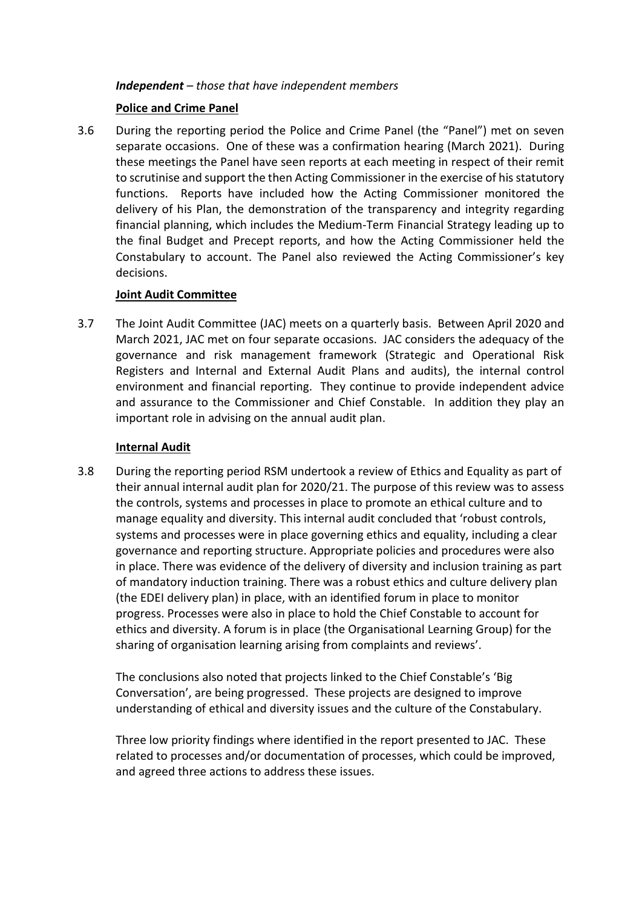***Independent*** *– those that have independent members*

**Police and Crime Panel**

3.6 During the reporting period the Police and Crime Panel (the "Panel") met on seven separate occasions. One of these was a confirmation hearing (March 2021). During these meetings the Panel have seen reports at each meeting in respect of their remit to scrutinise and support the then Acting Commissioner in the exercise of his statutory functions. Reports have included how the Acting Commissioner monitored the delivery of his Plan, the demonstration of the transparency and integrity regarding financial planning, which includes the Medium-Term Financial Strategy leading up to the final Budget and Precept reports, and how the Acting Commissioner held the Constabulary to account. The Panel also reviewed the Acting Commissioner's key decisions.

**Joint Audit Committee**

3.7 The Joint Audit Committee (JAC) meets on a quarterly basis. Between April 2020 and March 2021, JAC met on four separate occasions. JAC considers the adequacy of the governance and risk management framework (Strategic and Operational Risk Registers and Internal and External Audit Plans and audits), the internal control environment and financial reporting. They continue to provide independent advice and assurance to the Commissioner and Chief Constable. In addition they play an important role in advising on the annual audit plan.

**Internal Audit**

3.8 During the reporting period RSM undertook a review of Ethics and Equality as part of their annual internal audit plan for 2020/21. The purpose of this review was to assess the controls, systems and processes in place to promote an ethical culture and to manage equality and diversity. This internal audit concluded that 'robust controls, systems and processes were in place governing ethics and equality, including a clear governance and reporting structure. Appropriate policies and procedures were also in place. There was evidence of the delivery of diversity and inclusion training as part of mandatory induction training. There was a robust ethics and culture delivery plan (the EDEI delivery plan) in place, with an identified forum in place to monitor progress. Processes were also in place to hold the Chief Constable to account for ethics and diversity. A forum is in place (the Organisational Learning Group) for the sharing of organisation learning arising from complaints and reviews'.

The conclusions also noted that projects linked to the Chief Constable's 'Big Conversation', are being progressed. These projects are designed to improve understanding of ethical and diversity issues and the culture of the Constabulary.

Three low priority findings where identified in the report presented to JAC. These related to processes and/or documentation of processes, which could be improved, and agreed three actions to address these issues.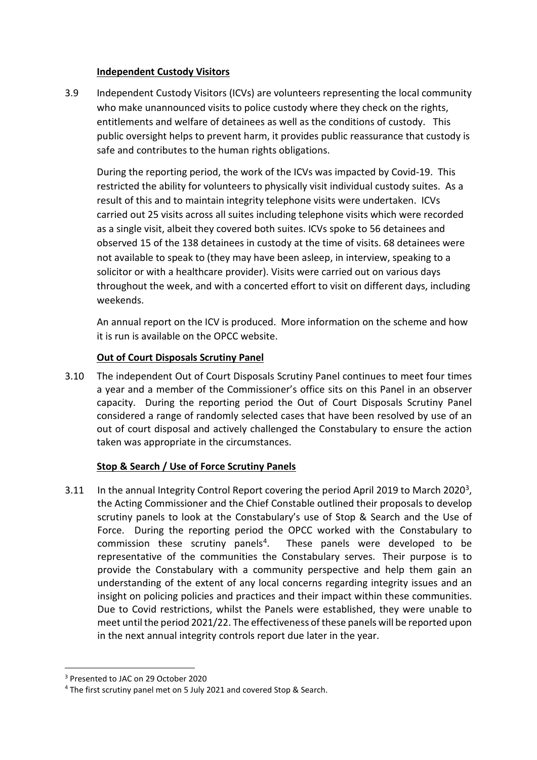**Independent Custody Visitors**

3.9 Independent Custody Visitors (ICVs) are volunteers representing the local community who make unannounced visits to police custody where they check on the rights, entitlements and welfare of detainees as well as the conditions of custody. This public oversight helps to prevent harm, it provides public reassurance that custody is safe and contributes to the human rights obligations.

During the reporting period, the work of the ICVs was impacted by Covid-19. This restricted the ability for volunteers to physically visit individual custody suites. As a result of this and to maintain integrity telephone visits were undertaken. ICVs carried out 25 visits across all suites including telephone visits which were recorded as a single visit, albeit they covered both suites. ICVs spoke to 56 detainees and observed 15 of the 138 detainees in custody at the time of visits. 68 detainees were not available to speak to (they may have been asleep, in interview, speaking to a solicitor or with a healthcare provider). Visits were carried out on various days throughout the week, and with a concerted effort to visit on different days, including weekends.

An annual report on the ICV is produced. More information on the scheme and how it is run is available on the OPCC website.

**Out of Court Disposals Scrutiny Panel**

3.10 The independent Out of Court Disposals Scrutiny Panel continues to meet four times a year and a member of the Commissioner's office sits on this Panel in an observer capacity. During the reporting period the Out of Court Disposals Scrutiny Panel considered a range of randomly selected cases that have been resolved by use of an out of court disposal and actively challenged the Constabulary to ensure the action taken was appropriate in the circumstances.

**Stop & Search / Use of Force Scrutiny Panels**

3.11 In the annual Integrity Control Report covering the period April 2019 to March 2020[3], the Acting Commissioner and the Chief Constable outlined their proposals to develop scrutiny panels to look at the Constabulary's use of Stop & Search and the Use of Force. During the reporting period the OPCC worked with the Constabulary to commission these scrutiny panels[4]. These panels were developed to be representative of the communities the Constabulary serves. Their purpose is to provide the Constabulary with a community perspective and help them gain an understanding of the extent of any local concerns regarding integrity issues and an insight on policing policies and practices and their impact within these communities. Due to Covid restrictions, whilst the Panels were established, they were unable to meet until the period 2021/22. The effectiveness of these panels will be reported upon in the next annual integrity controls report due later in the year.

---

[3] Presented to JAC on 29 October 2020

[4] The first scrutiny panel met on 5 July 2021 and covered Stop & Search.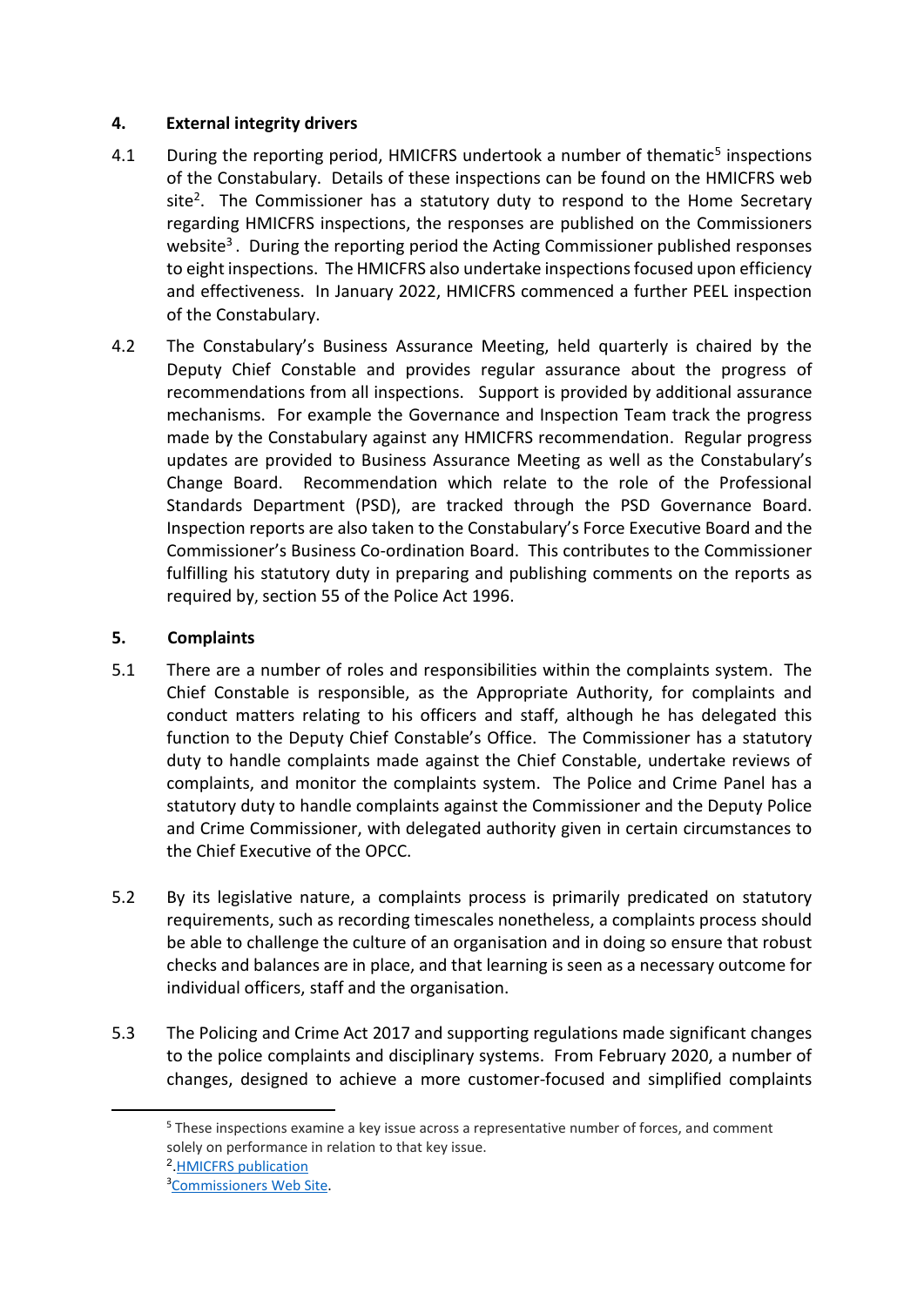## 4. External integrity drivers

4.1 During the reporting period, HMICFRS undertook a number of thematic[5] inspections of the Constabulary. Details of these inspections can be found on the HMICFRS web site[2]. The Commissioner has a statutory duty to respond to the Home Secretary regarding HMICFRS inspections, the responses are published on the Commissioners website[3]. During the reporting period the Acting Commissioner published responses to eight inspections. The HMICFRS also undertake inspections focused upon efficiency and effectiveness. In January 2022, HMICFRS commenced a further PEEL inspection of the Constabulary.

4.2 The Constabulary's Business Assurance Meeting, held quarterly is chaired by the Deputy Chief Constable and provides regular assurance about the progress of recommendations from all inspections. Support is provided by additional assurance mechanisms. For example the Governance and Inspection Team track the progress made by the Constabulary against any HMICFRS recommendation. Regular progress updates are provided to Business Assurance Meeting as well as the Constabulary's Change Board. Recommendation which relate to the role of the Professional Standards Department (PSD), are tracked through the PSD Governance Board. Inspection reports are also taken to the Constabulary's Force Executive Board and the Commissioner's Business Co-ordination Board. This contributes to the Commissioner fulfilling his statutory duty in preparing and publishing comments on the reports as required by, section 55 of the Police Act 1996.

## 5. Complaints

5.1 There are a number of roles and responsibilities within the complaints system. The Chief Constable is responsible, as the Appropriate Authority, for complaints and conduct matters relating to his officers and staff, although he has delegated this function to the Deputy Chief Constable's Office. The Commissioner has a statutory duty to handle complaints made against the Chief Constable, undertake reviews of complaints, and monitor the complaints system. The Police and Crime Panel has a statutory duty to handle complaints against the Commissioner and the Deputy Police and Crime Commissioner, with delegated authority given in certain circumstances to the Chief Executive of the OPCC.

5.2 By its legislative nature, a complaints process is primarily predicated on statutory requirements, such as recording timescales nonetheless, a complaints process should be able to challenge the culture of an organisation and in doing so ensure that robust checks and balances are in place, and that learning is seen as a necessary outcome for individual officers, staff and the organisation.

5.3 The Policing and Crime Act 2017 and supporting regulations made significant changes to the police complaints and disciplinary systems. From February 2020, a number of changes, designed to achieve a more customer-focused and simplified complaints

---

[5] These inspections examine a key issue across a representative number of forces, and comment solely on performance in relation to that key issue.

[2].HMICFRS publication

[3]Commissioners Web Site.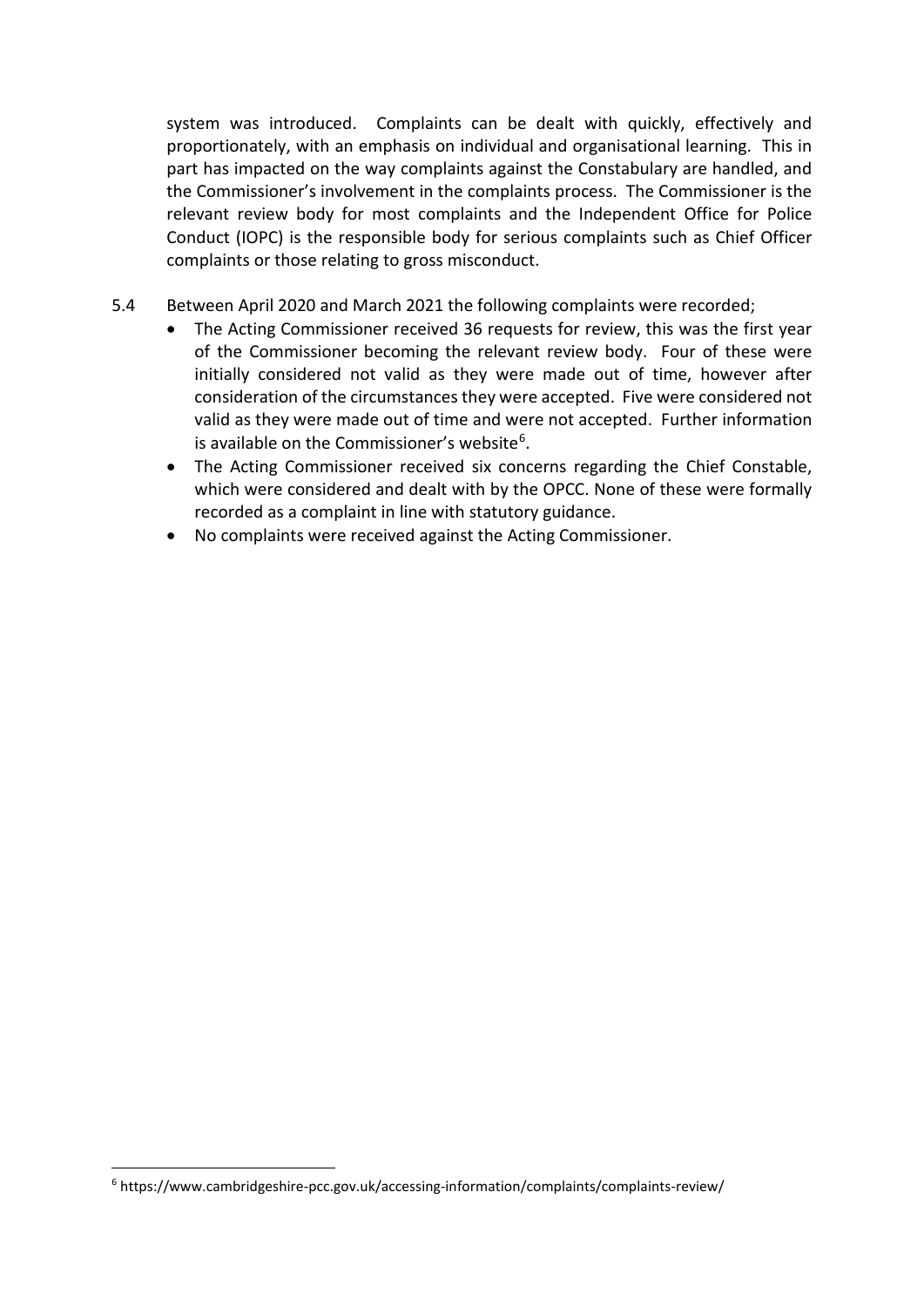system was introduced. Complaints can be dealt with quickly, effectively and proportionately, with an emphasis on individual and organisational learning. This in part has impacted on the way complaints against the Constabulary are handled, and the Commissioner's involvement in the complaints process. The Commissioner is the relevant review body for most complaints and the Independent Office for Police Conduct (IOPC) is the responsible body for serious complaints such as Chief Officer complaints or those relating to gross misconduct.

5.4 Between April 2020 and March 2021 the following complaints were recorded;

- The Acting Commissioner received 36 requests for review, this was the first year of the Commissioner becoming the relevant review body. Four of these were initially considered not valid as they were made out of time, however after consideration of the circumstances they were accepted. Five were considered not valid as they were made out of time and were not accepted. Further information is available on the Commissioner's website[6].
- The Acting Commissioner received six concerns regarding the Chief Constable, which were considered and dealt with by the OPCC. None of these were formally recorded as a complaint in line with statutory guidance.
- No complaints were received against the Acting Commissioner.

[6] https://www.cambridgeshire-pcc.gov.uk/accessing-information/complaints/complaints-review/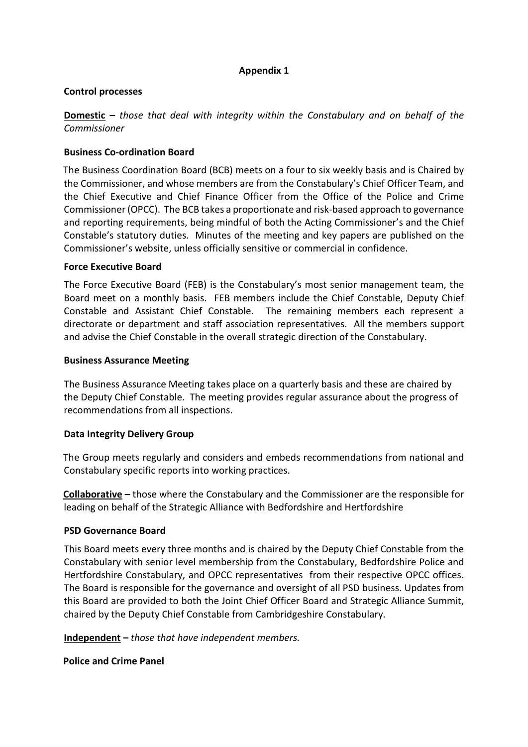**Appendix 1**

**Control processes**

**Domestic** – *those that deal with integrity within the Constabulary and on behalf of the Commissioner*

**Business Co-ordination Board**

The Business Coordination Board (BCB) meets on a four to six weekly basis and is Chaired by the Commissioner, and whose members are from the Constabulary's Chief Officer Team, and the Chief Executive and Chief Finance Officer from the Office of the Police and Crime Commissioner (OPCC). The BCB takes a proportionate and risk-based approach to governance and reporting requirements, being mindful of both the Acting Commissioner's and the Chief Constable's statutory duties. Minutes of the meeting and key papers are published on the Commissioner's website, unless officially sensitive or commercial in confidence.

**Force Executive Board**

The Force Executive Board (FEB) is the Constabulary's most senior management team, the Board meet on a monthly basis. FEB members include the Chief Constable, Deputy Chief Constable and Assistant Chief Constable. The remaining members each represent a directorate or department and staff association representatives. All the members support and advise the Chief Constable in the overall strategic direction of the Constabulary.

**Business Assurance Meeting**

The Business Assurance Meeting takes place on a quarterly basis and these are chaired by the Deputy Chief Constable. The meeting provides regular assurance about the progress of recommendations from all inspections.

**Data Integrity Delivery Group**

The Group meets regularly and considers and embeds recommendations from national and Constabulary specific reports into working practices.

**Collaborative** – those where the Constabulary and the Commissioner are the responsible for leading on behalf of the Strategic Alliance with Bedfordshire and Hertfordshire

**PSD Governance Board**

This Board meets every three months and is chaired by the Deputy Chief Constable from the Constabulary with senior level membership from the Constabulary, Bedfordshire Police and Hertfordshire Constabulary, and OPCC representatives from their respective OPCC offices. The Board is responsible for the governance and oversight of all PSD business. Updates from this Board are provided to both the Joint Chief Officer Board and Strategic Alliance Summit, chaired by the Deputy Chief Constable from Cambridgeshire Constabulary.

**Independent** – *those that have independent members.*

**Police and Crime Panel**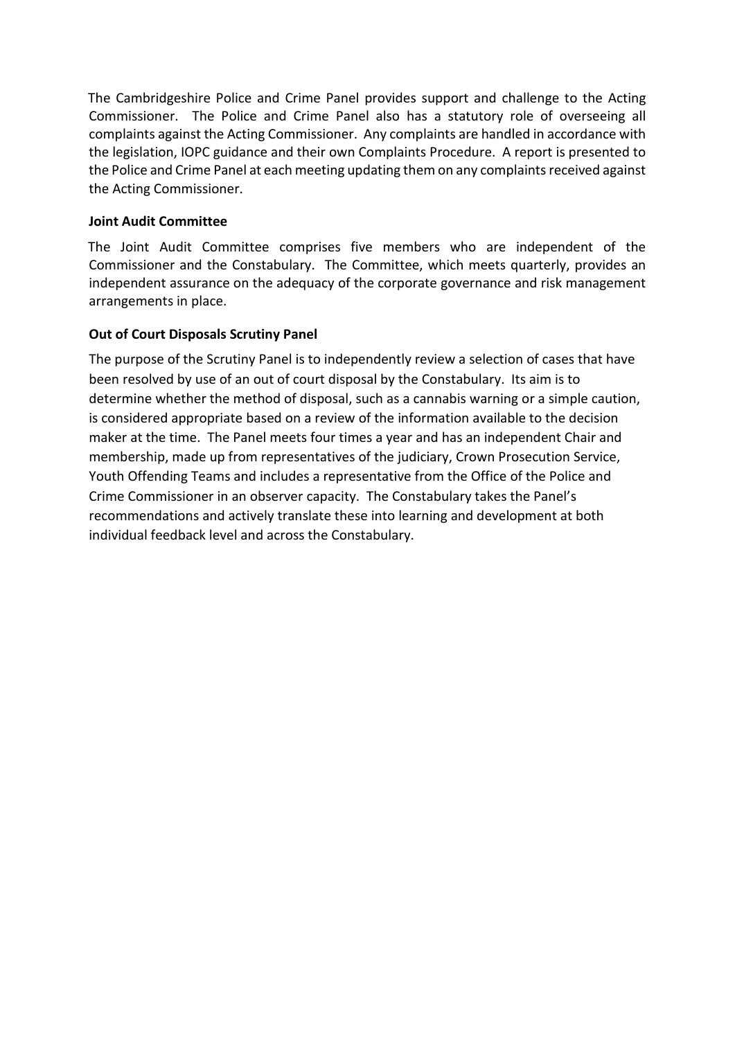The Cambridgeshire Police and Crime Panel provides support and challenge to the Acting Commissioner. The Police and Crime Panel also has a statutory role of overseeing all complaints against the Acting Commissioner. Any complaints are handled in accordance with the legislation, IOPC guidance and their own Complaints Procedure. A report is presented to the Police and Crime Panel at each meeting updating them on any complaints received against the Acting Commissioner.

**Joint Audit Committee**

The Joint Audit Committee comprises five members who are independent of the Commissioner and the Constabulary. The Committee, which meets quarterly, provides an independent assurance on the adequacy of the corporate governance and risk management arrangements in place.

**Out of Court Disposals Scrutiny Panel**

The purpose of the Scrutiny Panel is to independently review a selection of cases that have been resolved by use of an out of court disposal by the Constabulary. Its aim is to determine whether the method of disposal, such as a cannabis warning or a simple caution, is considered appropriate based on a review of the information available to the decision maker at the time. The Panel meets four times a year and has an independent Chair and membership, made up from representatives of the judiciary, Crown Prosecution Service, Youth Offending Teams and includes a representative from the Office of the Police and Crime Commissioner in an observer capacity. The Constabulary takes the Panel's recommendations and actively translate these into learning and development at both individual feedback level and across the Constabulary.